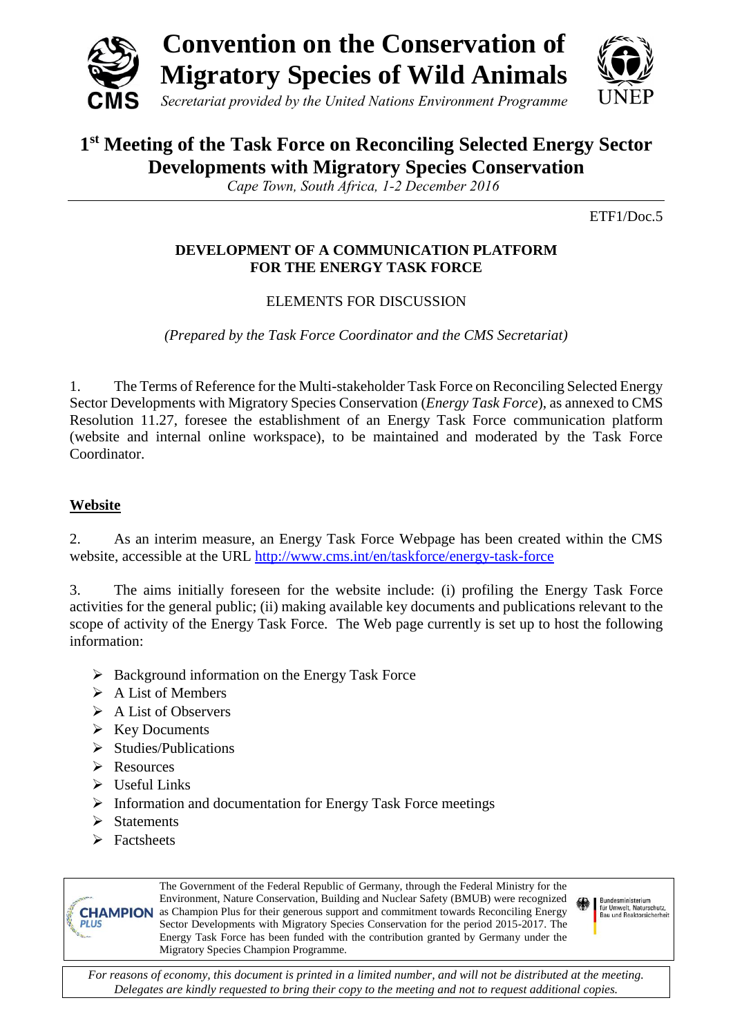# Convention on the Conservation of Migratory Species of Wild Animals

*Secretariat provided by the United Nations Environment Programme*

## 1st Meeting of the Task Force on Reconciling Selected Energy Sector Developments with Migratory Species Conservation

*Cape Town, South Africa, 1-2 December 2016*

ETF1/Doc.5

**DEVELOPMENT OF A COMMUNICATION PLATFORM FOR THE ENERGY TASK FORCE**

ELEMENTS FOR DISCUSSION

*(Prepared by the Task Force Coordinator and the CMS Secretariat)*

1. The Terms of Reference for the Multi-stakeholder Task Force on Reconciling Selected Energy Sector Developments with Migratory Species Conservation (*Energy Task Force*), as annexed to CMS Resolution 11.27, foresee the establishment of an Energy Task Force communication platform (website and internal online workspace), to be maintained and moderated by the Task Force Coordinator.

**Website**

2. As an interim measure, an Energy Task Force Webpage has been created within the CMS website, accessible at the URL http://www.cms.int/en/taskforce/energy-task-force

3. The aims initially foreseen for the website include: (i) profiling the Energy Task Force activities for the general public; (ii) making available key documents and publications relevant to the scope of activity of the Energy Task Force. The Web page currently is set up to host the following information:

- Background information on the Energy Task Force
- A List of Members
- A List of Observers
- Key Documents
- Studies/Publications
- Resources
- Useful Links
- Information and documentation for Energy Task Force meetings
- Statements
- Factsheets

The Government of the Federal Republic of Germany, through the Federal Ministry for the Environment, Nature Conservation, Building and Nuclear Safety (BMUB) were recognized as Champion Plus for their generous support and commitment towards Reconciling Energy Sector Developments with Migratory Species Conservation for the period 2015-2017. The Energy Task Force has been funded with the contribution granted by Germany under the Migratory Species Champion Programme.

*For reasons of economy, this document is printed in a limited number, and will not be distributed at the meeting. Delegates are kindly requested to bring their copy to the meeting and not to request additional copies.*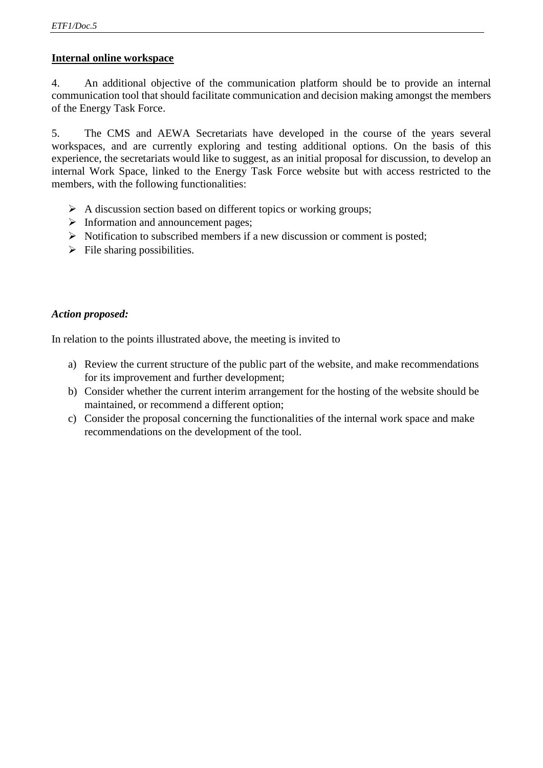**Internal online workspace**

4. An additional objective of the communication platform should be to provide an internal communication tool that should facilitate communication and decision making amongst the members of the Energy Task Force.

5. The CMS and AEWA Secretariats have developed in the course of the years several workspaces, and are currently exploring and testing additional options. On the basis of this experience, the secretariats would like to suggest, as an initial proposal for discussion, to develop an internal Work Space, linked to the Energy Task Force website but with access restricted to the members, with the following functionalities:

- A discussion section based on different topics or working groups;
- Information and announcement pages;
- Notification to subscribed members if a new discussion or comment is posted;
- File sharing possibilities.

***Action proposed:***

In relation to the points illustrated above, the meeting is invited to

a) Review the current structure of the public part of the website, and make recommendations for its improvement and further development;
b) Consider whether the current interim arrangement for the hosting of the website should be maintained, or recommend a different option;
c) Consider the proposal concerning the functionalities of the internal work space and make recommendations on the development of the tool.